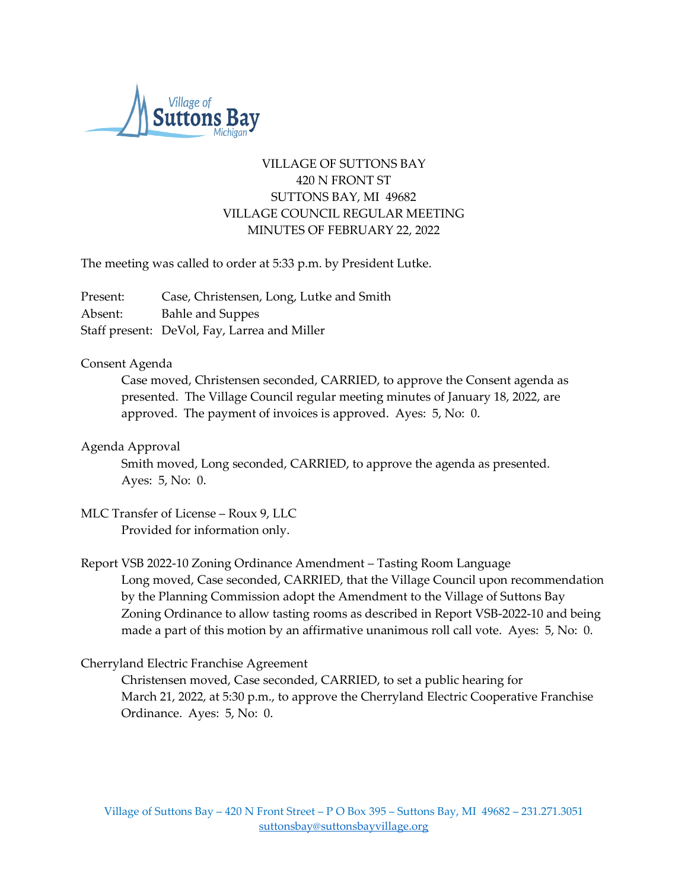VILLAGE OF SUTTONS BAY
420 N FRONT ST
SUTTONS BAY, MI 49682
VILLAGE COUNCIL REGULAR MEETING
MINUTES OF FEBRUARY 22, 2022

The meeting was called to order at 5:33 p.m. by President Lutke.

Present: Case, Christensen, Long, Lutke and Smith
Absent: Bahle and Suppes
Staff present: DeVol, Fay, Larrea and Miller

Consent Agenda

Case moved, Christensen seconded, CARRIED, to approve the Consent agenda as presented. The Village Council regular meeting minutes of January 18, 2022, are approved. The payment of invoices is approved. Ayes: 5, No: 0.

Agenda Approval

Smith moved, Long seconded, CARRIED, to approve the agenda as presented. Ayes: 5, No: 0.

MLC Transfer of License – Roux 9, LLC

Provided for information only.

Report VSB 2022-10 Zoning Ordinance Amendment – Tasting Room Language

Long moved, Case seconded, CARRIED, that the Village Council upon recommendation by the Planning Commission adopt the Amendment to the Village of Suttons Bay Zoning Ordinance to allow tasting rooms as described in Report VSB-2022-10 and being made a part of this motion by an affirmative unanimous roll call vote. Ayes: 5, No: 0.

Cherryland Electric Franchise Agreement

Christensen moved, Case seconded, CARRIED, to set a public hearing for March 21, 2022, at 5:30 p.m., to approve the Cherryland Electric Cooperative Franchise Ordinance. Ayes: 5, No: 0.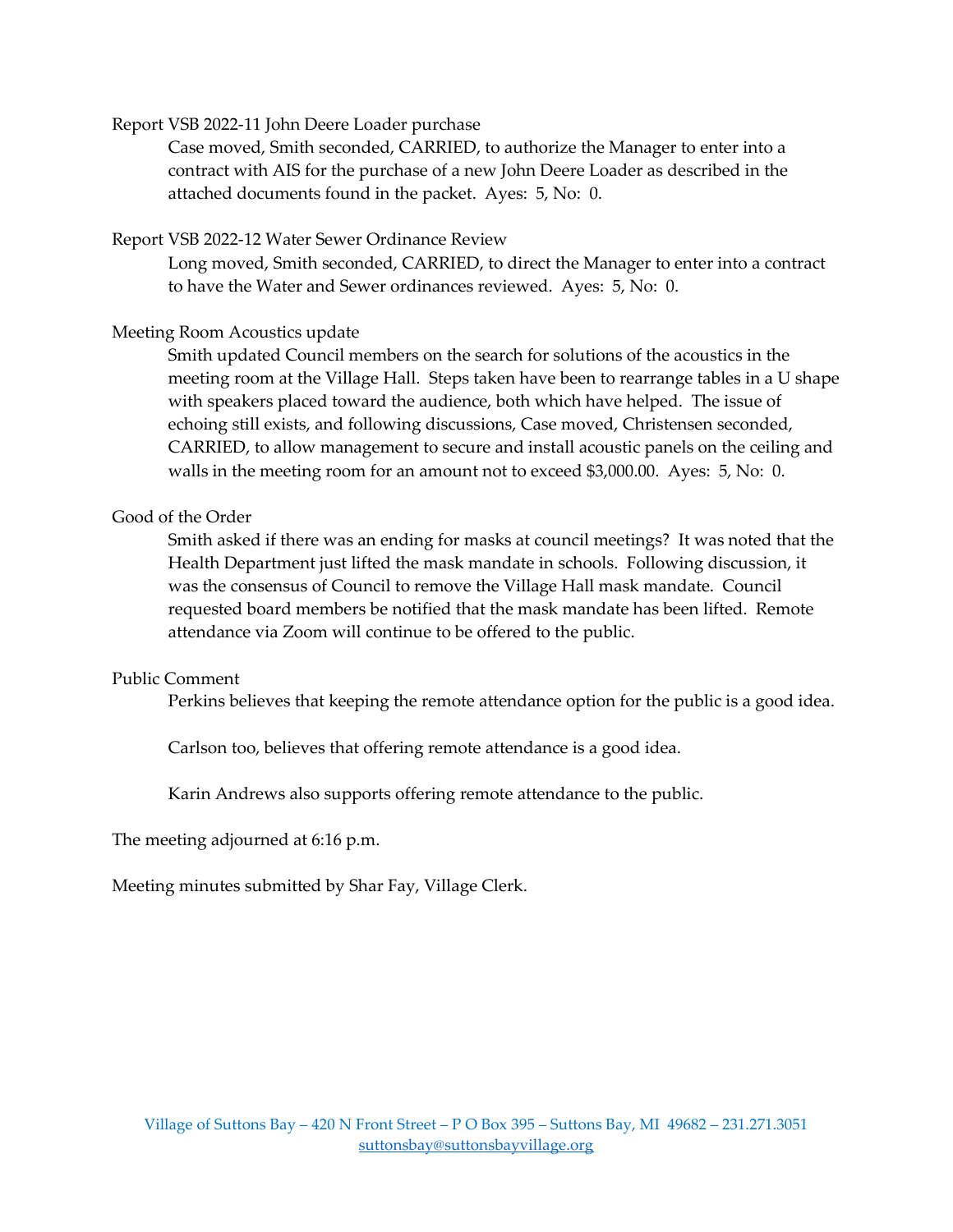Report VSB 2022-11 John Deere Loader purchase

Case moved, Smith seconded, CARRIED, to authorize the Manager to enter into a contract with AIS for the purchase of a new John Deere Loader as described in the attached documents found in the packet. Ayes: 5, No: 0.

Report VSB 2022-12 Water Sewer Ordinance Review

Long moved, Smith seconded, CARRIED, to direct the Manager to enter into a contract to have the Water and Sewer ordinances reviewed. Ayes: 5, No: 0.

Meeting Room Acoustics update

Smith updated Council members on the search for solutions of the acoustics in the meeting room at the Village Hall. Steps taken have been to rearrange tables in a U shape with speakers placed toward the audience, both which have helped. The issue of echoing still exists, and following discussions, Case moved, Christensen seconded, CARRIED, to allow management to secure and install acoustic panels on the ceiling and walls in the meeting room for an amount not to exceed $3,000.00. Ayes: 5, No: 0.

Good of the Order

Smith asked if there was an ending for masks at council meetings? It was noted that the Health Department just lifted the mask mandate in schools. Following discussion, it was the consensus of Council to remove the Village Hall mask mandate. Council requested board members be notified that the mask mandate has been lifted. Remote attendance via Zoom will continue to be offered to the public.

Public Comment

Perkins believes that keeping the remote attendance option for the public is a good idea.

Carlson too, believes that offering remote attendance is a good idea.

Karin Andrews also supports offering remote attendance to the public.

The meeting adjourned at 6:16 p.m.

Meeting minutes submitted by Shar Fay, Village Clerk.